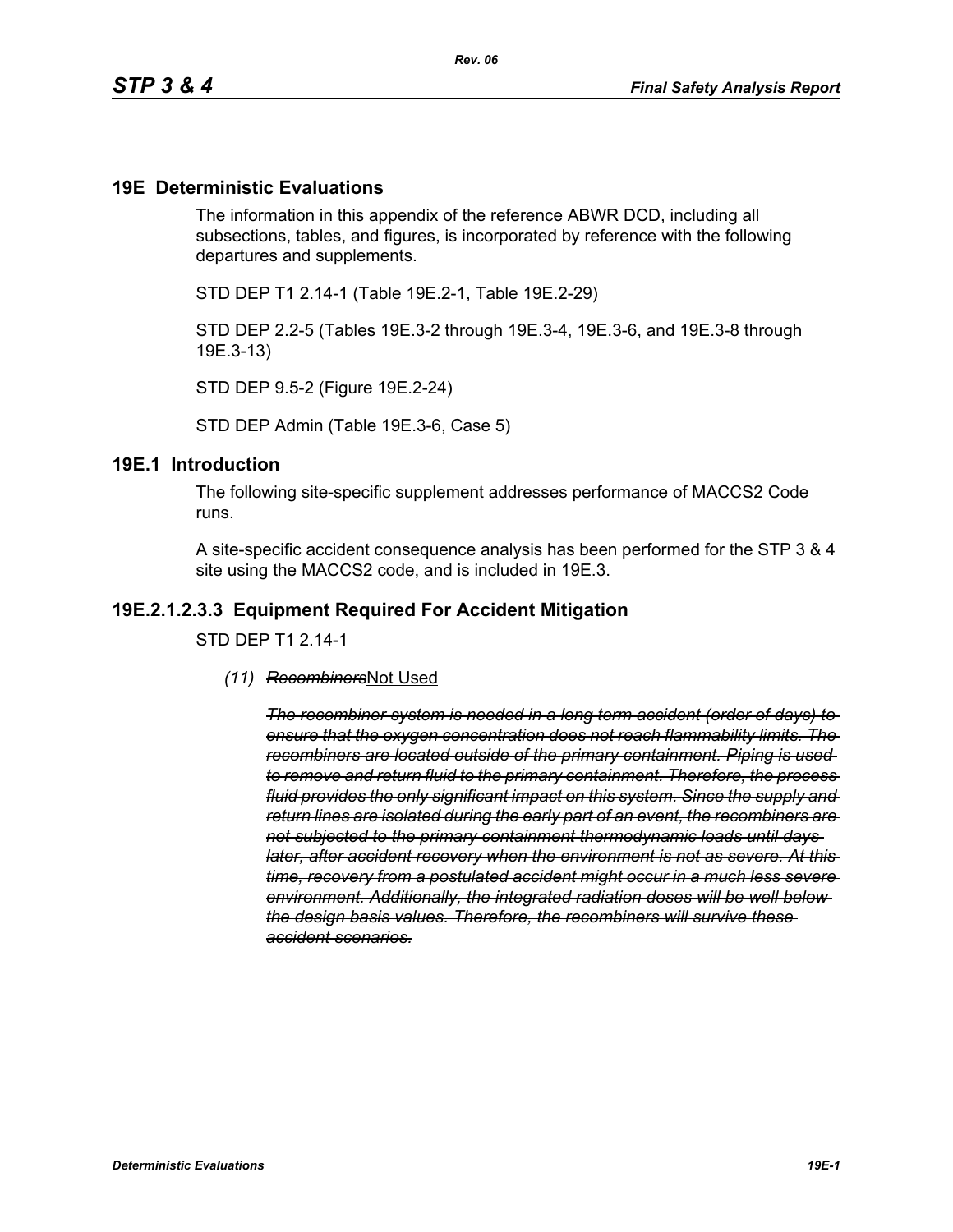## 19E Deterministic Evaluations

The information in this appendix of the reference ABWR DCD, including all subsections, tables, and figures, is incorporated by reference with the following departures and supplements.

STD DEP T1 2.14-1 (Table 19E.2-1, Table 19E.2-29)

STD DEP 2.2-5 (Tables 19E.3-2 through 19E.3-4, 19E.3-6, and 19E.3-8 through 19E.3-13)

STD DEP 9.5-2 (Figure 19E.2-24)

STD DEP Admin (Table 19E.3-6, Case 5)

## 19E.1 Introduction

The following site-specific supplement addresses performance of MACCS2 Code runs.

A site-specific accident consequence analysis has been performed for the STP 3 & 4 site using the MACCS2 code, and is included in 19E.3.

## 19E.2.1.2.3.3 Equipment Required For Accident Mitigation

STD DEP T1 2.14-1

*(11)* ~~*Recombiners*~~Not Used

~~*The recombiner system is needed in a long term accident (order of days) to ensure that the oxygen concentration does not reach flammability limits. The recombiners are located outside of the primary containment. Piping is used to remove and return fluid to the primary containment. Therefore, the process fluid provides the only significant impact on this system. Since the supply and return lines are isolated during the early part of an event, the recombiners are not subjected to the primary containment thermodynamic loads until days later, after accident recovery when the environment is not as severe. At this time, recovery from a postulated accident might occur in a much less severe environment. Additionally, the integrated radiation doses will be well below the design basis values. Therefore, the recombiners will survive these accident scenarios.*~~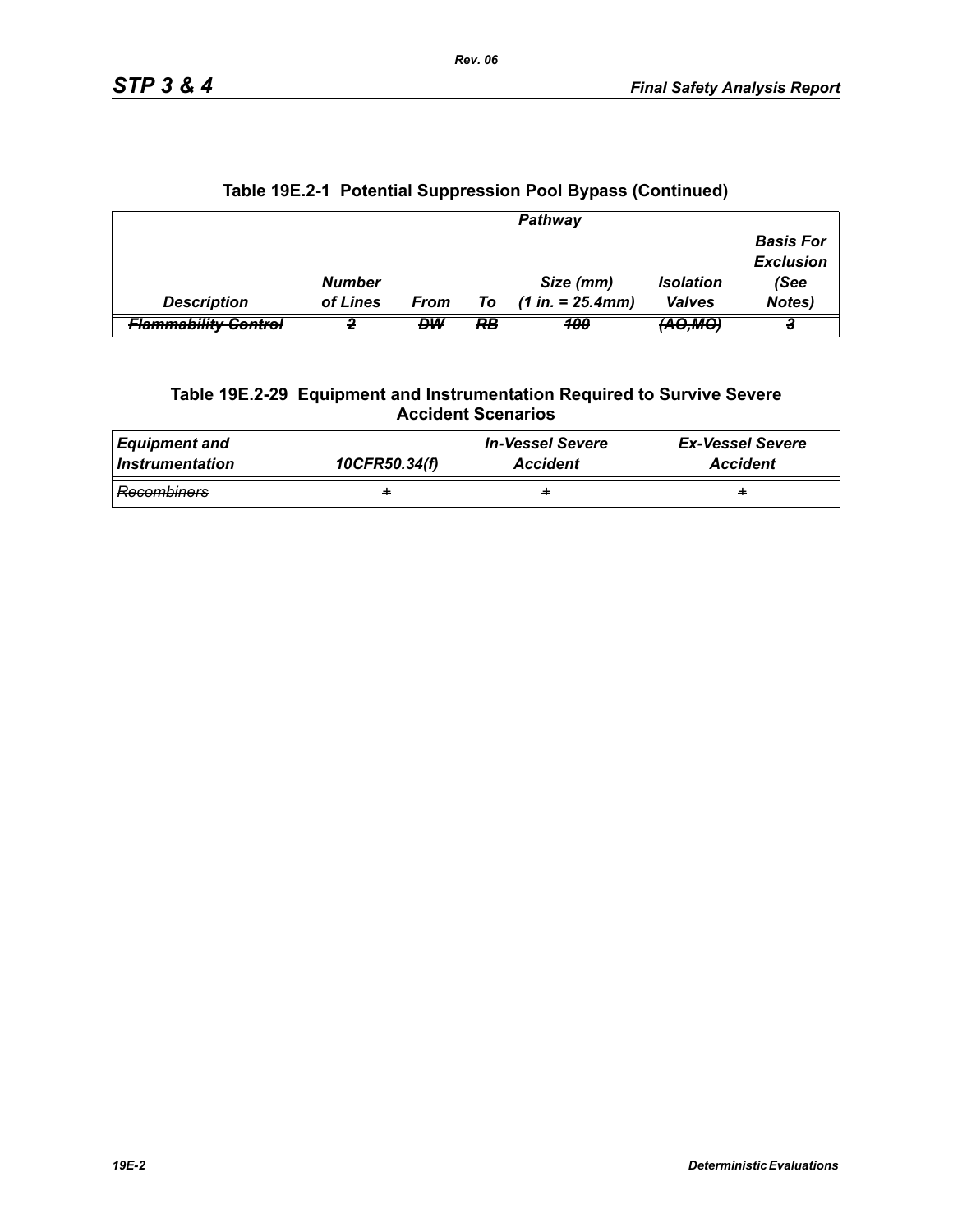## Table 19E.2-1 Potential Suppression Pool Bypass (Continued)

| | Pathway | | | | | |
|---|---|---|---|---|---|---|
| *Description* | *Number of Lines* | *From* | *To* | *Size (mm) (1 in. = 25.4mm)* | *Isolation Valves* | *Basis For Exclusion (See Notes)* |
| ~~*Flammability Control*~~ | ~~*2*~~ | ~~*DW*~~ | ~~*RB*~~ | ~~*100*~~ | ~~*(AO,MO)*~~ | ~~*3*~~ |

## Table 19E.2-29 Equipment and Instrumentation Required to Survive Severe Accident Scenarios

| *Equipment and Instrumentation* | *10CFR50.34(f)* | *In-Vessel Severe Accident* | *Ex-Vessel Severe Accident* |
|---|---|---|---|
| ~~*Recombiners*~~ | ~~+~~ | ~~+~~ | ~~+~~ |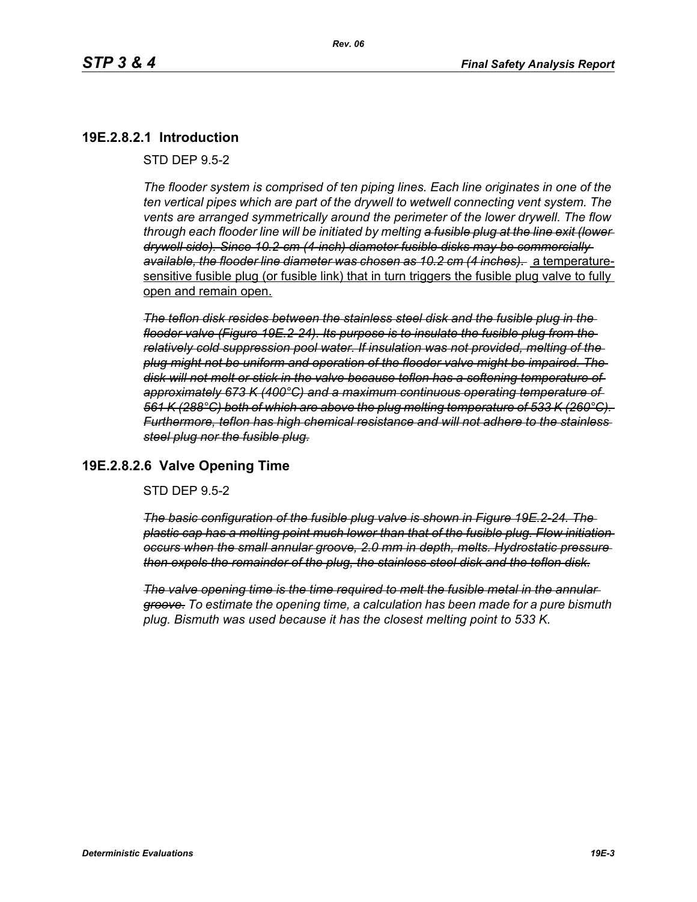## 19E.2.8.2.1 Introduction

STD DEP 9.5-2

*The flooder system is comprised of ten piping lines. Each line originates in one of the ten vertical pipes which are part of the drywell to wetwell connecting vent system. The vents are arranged symmetrically around the perimeter of the lower drywell. The flow through each flooder line will be initiated by melting ~~a fusible plug at the line exit (lower drywell side). Since 10.2-cm (4-inch) diameter fusible disks may be commercially available, the flooder line diameter was chosen as 10.2 cm (4 inches).~~* <u>a temperature-sensitive fusible plug (or fusible link) that in turn triggers the fusible plug valve to fully open and remain open.</u>

~~*The teflon disk resides between the stainless steel disk and the fusible plug in the flooder valve (Figure 19E.2-24). Its purpose is to insulate the fusible plug from the relatively cold suppression pool water. If insulation was not provided, melting of the plug might not be uniform and operation of the flooder valve might be impaired. The disk will not melt or stick in the valve because teflon has a softening temperature of approximately 673 K (400°C) and a maximum continuous operating temperature of 561 K (288°C) both of which are above the plug melting temperature of 533 K (260°C). Furthermore, teflon has high chemical resistance and will not adhere to the stainless steel plug nor the fusible plug.*~~

## 19E.2.8.2.6 Valve Opening Time

STD DEP 9.5-2

~~*The basic configuration of the fusible plug valve is shown in Figure 19E.2-24. The plastic cap has a melting point much lower than that of the fusible plug. Flow initiation occurs when the small annular groove, 2.0 mm in depth, melts. Hydrostatic pressure then expels the remainder of the plug, the stainless steel disk and the teflon disk.*~~

*~~The valve opening time is the time required to melt the fusible metal in the annular groove.~~ To estimate the opening time, a calculation has been made for a pure bismuth plug. Bismuth was used because it has the closest melting point to 533 K.*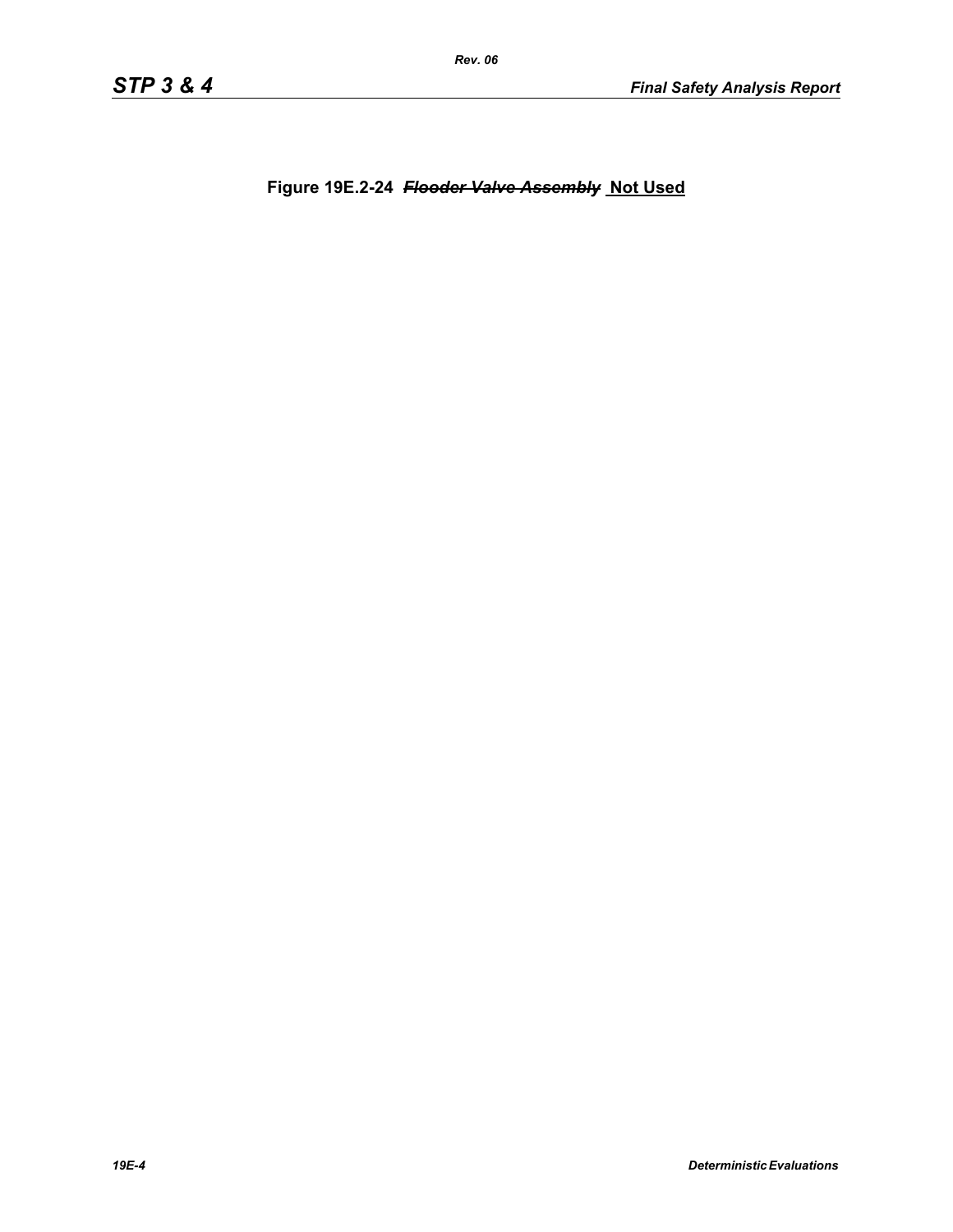**Figure 19E.2-24 ~~*Flooder Valve Assembly*~~ Not Used**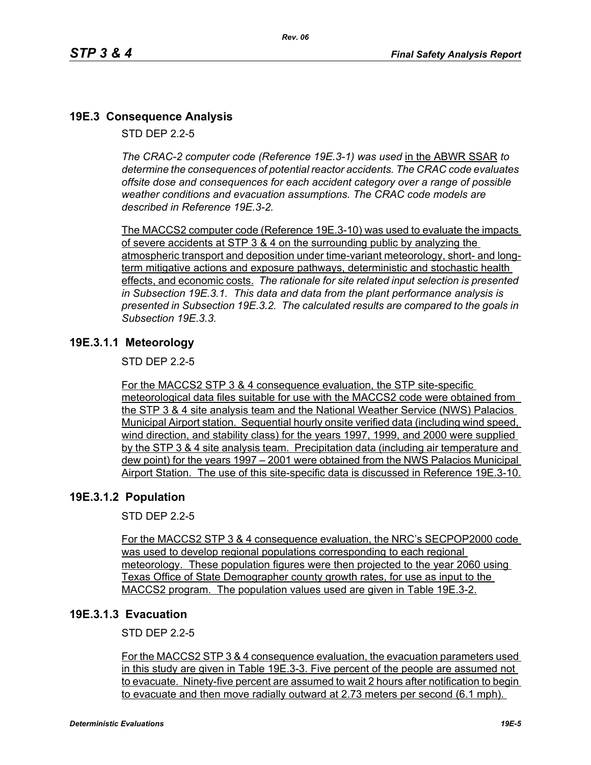## 19E.3 Consequence Analysis

STD DEP 2.2-5

*The CRAC-2 computer code (Reference 19E.3-1) was used* in the ABWR SSAR *to determine the consequences of potential reactor accidents. The CRAC code evaluates offsite dose and consequences for each accident category over a range of possible weather conditions and evacuation assumptions. The CRAC code models are described in Reference 19E.3-2.*

The MACCS2 computer code (Reference 19E.3-10) was used to evaluate the impacts of severe accidents at STP 3 & 4 on the surrounding public by analyzing the atmospheric transport and deposition under time-variant meteorology, short- and long-term mitigative actions and exposure pathways, deterministic and stochastic health effects, and economic costs. *The rationale for site related input selection is presented in Subsection 19E.3.1. This data and data from the plant performance analysis is presented in Subsection 19E.3.2. The calculated results are compared to the goals in Subsection 19E.3.3.*

### 19E.3.1.1 Meteorology

STD DEP 2.2-5

For the MACCS2 STP 3 & 4 consequence evaluation, the STP site-specific meteorological data files suitable for use with the MACCS2 code were obtained from the STP 3 & 4 site analysis team and the National Weather Service (NWS) Palacios Municipal Airport station. Sequential hourly onsite verified data (including wind speed, wind direction, and stability class) for the years 1997, 1999, and 2000 were supplied by the STP 3 & 4 site analysis team. Precipitation data (including air temperature and dew point) for the years 1997 – 2001 were obtained from the NWS Palacios Municipal Airport Station. The use of this site-specific data is discussed in Reference 19E.3-10.

### 19E.3.1.2 Population

STD DEP 2.2-5

For the MACCS2 STP 3 & 4 consequence evaluation, the NRC's SECPOP2000 code was used to develop regional populations corresponding to each regional meteorology. These population figures were then projected to the year 2060 using Texas Office of State Demographer county growth rates, for use as input to the MACCS2 program. The population values used are given in Table 19E.3-2.

### 19E.3.1.3 Evacuation

STD DEP 2.2-5

For the MACCS2 STP 3 & 4 consequence evaluation, the evacuation parameters used in this study are given in Table 19E.3-3. Five percent of the people are assumed not to evacuate. Ninety-five percent are assumed to wait 2 hours after notification to begin to evacuate and then move radially outward at 2.73 meters per second (6.1 mph).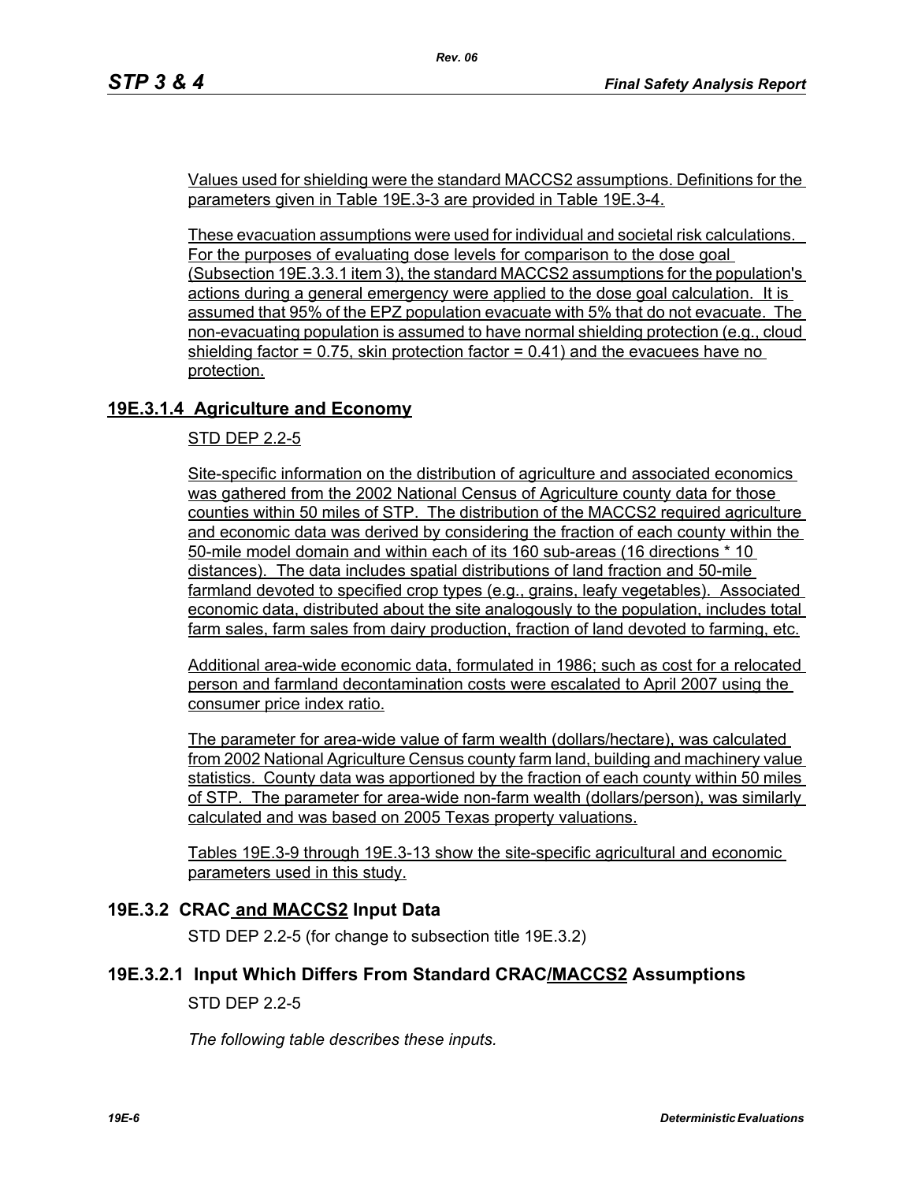Values used for shielding were the standard MACCS2 assumptions. Definitions for the parameters given in Table 19E.3-3 are provided in Table 19E.3-4.

These evacuation assumptions were used for individual and societal risk calculations. For the purposes of evaluating dose levels for comparison to the dose goal (Subsection 19E.3.3.1 item 3), the standard MACCS2 assumptions for the population's actions during a general emergency were applied to the dose goal calculation. It is assumed that 95% of the EPZ population evacuate with 5% that do not evacuate. The non-evacuating population is assumed to have normal shielding protection (e.g., cloud shielding factor = 0.75, skin protection factor = 0.41) and the evacuees have no protection.

### 19E.3.1.4 Agriculture and Economy

STD DEP 2.2-5

Site-specific information on the distribution of agriculture and associated economics was gathered from the 2002 National Census of Agriculture county data for those counties within 50 miles of STP. The distribution of the MACCS2 required agriculture and economic data was derived by considering the fraction of each county within the 50-mile model domain and within each of its 160 sub-areas (16 directions * 10 distances). The data includes spatial distributions of land fraction and 50-mile farmland devoted to specified crop types (e.g., grains, leafy vegetables). Associated economic data, distributed about the site analogously to the population, includes total farm sales, farm sales from dairy production, fraction of land devoted to farming, etc.

Additional area-wide economic data, formulated in 1986; such as cost for a relocated person and farmland decontamination costs were escalated to April 2007 using the consumer price index ratio.

The parameter for area-wide value of farm wealth (dollars/hectare), was calculated from 2002 National Agriculture Census county farm land, building and machinery value statistics. County data was apportioned by the fraction of each county within 50 miles of STP. The parameter for area-wide non-farm wealth (dollars/person), was similarly calculated and was based on 2005 Texas property valuations.

Tables 19E.3-9 through 19E.3-13 show the site-specific agricultural and economic parameters used in this study.

## 19E.3.2 CRAC and MACCS2 Input Data

STD DEP 2.2-5 (for change to subsection title 19E.3.2)

### 19E.3.2.1 Input Which Differs From Standard CRAC/MACCS2 Assumptions

STD DEP 2.2-5

*The following table describes these inputs.*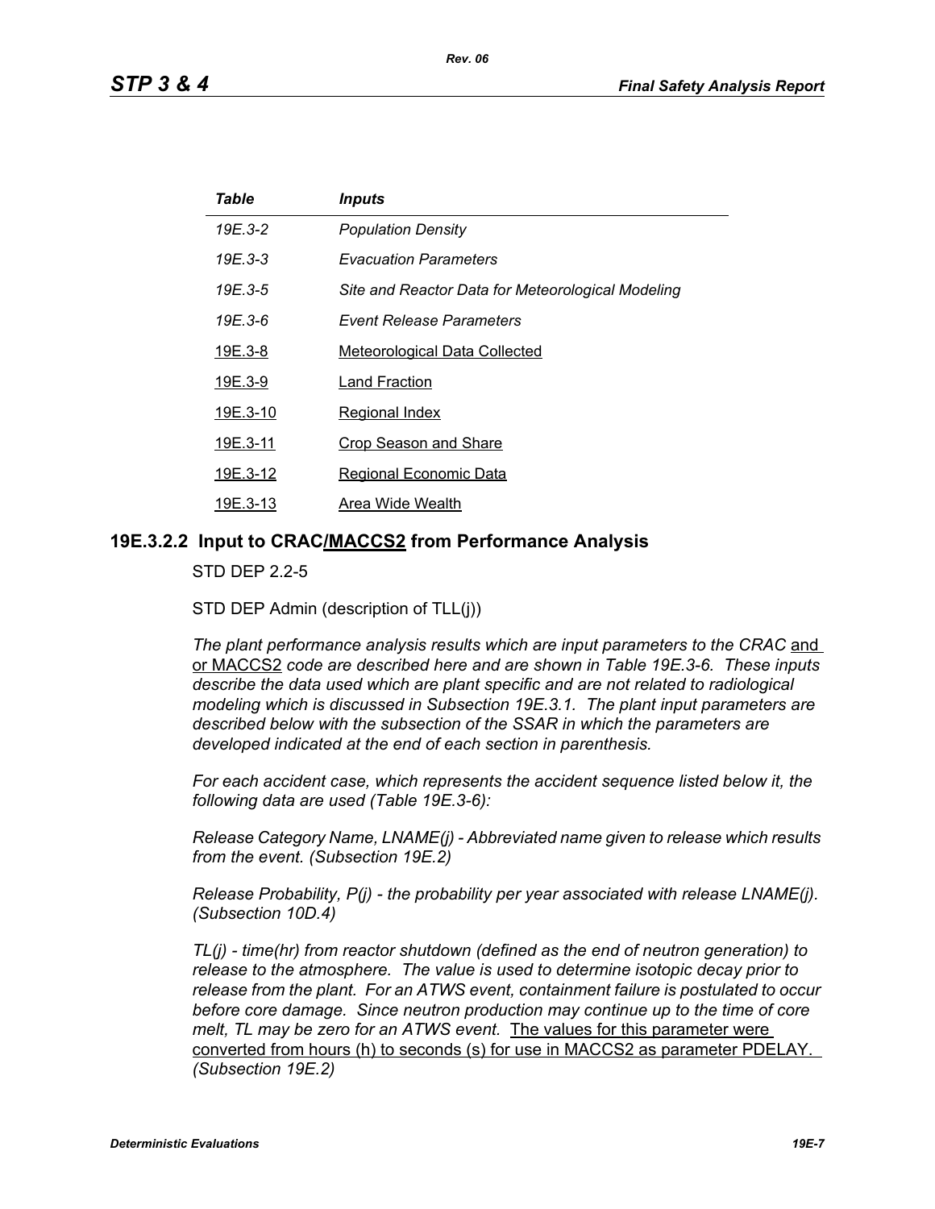| *Table* | *Inputs* |
|---|---|
| *19E.3-2* | *Population Density* |
| *19E.3-3* | *Evacuation Parameters* |
| *19E.3-5* | *Site and Reactor Data for Meteorological Modeling* |
| *19E.3-6* | *Event Release Parameters* |
| 19E.3-8 | Meteorological Data Collected |
| 19E.3-9 | Land Fraction |
| 19E.3-10 | Regional Index |
| 19E.3-11 | Crop Season and Share |
| 19E.3-12 | Regional Economic Data |
| 19E.3-13 | Area Wide Wealth |

### 19E.3.2.2 Input to CRAC/MACCS2 from Performance Analysis

STD DEP 2.2-5

STD DEP Admin (description of TLL(j))

*The plant performance analysis results which are input parameters to the CRAC* and or MACCS2 *code are described here and are shown in Table 19E.3-6. These inputs describe the data used which are plant specific and are not related to radiological modeling which is discussed in Subsection 19E.3.1. The plant input parameters are described below with the subsection of the SSAR in which the parameters are developed indicated at the end of each section in parenthesis.*

*For each accident case, which represents the accident sequence listed below it, the following data are used (Table 19E.3-6):*

*Release Category Name, LNAME(j) - Abbreviated name given to release which results from the event. (Subsection 19E.2)*

*Release Probability, P(j) - the probability per year associated with release LNAME(j). (Subsection 10D.4)*

*TL(j) - time(hr) from reactor shutdown (defined as the end of neutron generation) to release to the atmosphere. The value is used to determine isotopic decay prior to release from the plant. For an ATWS event, containment failure is postulated to occur before core damage. Since neutron production may continue up to the time of core melt, TL may be zero for an ATWS event.* The values for this parameter were converted from hours (h) to seconds (s) for use in MACCS2 as parameter PDELAY. *(Subsection 19E.2)*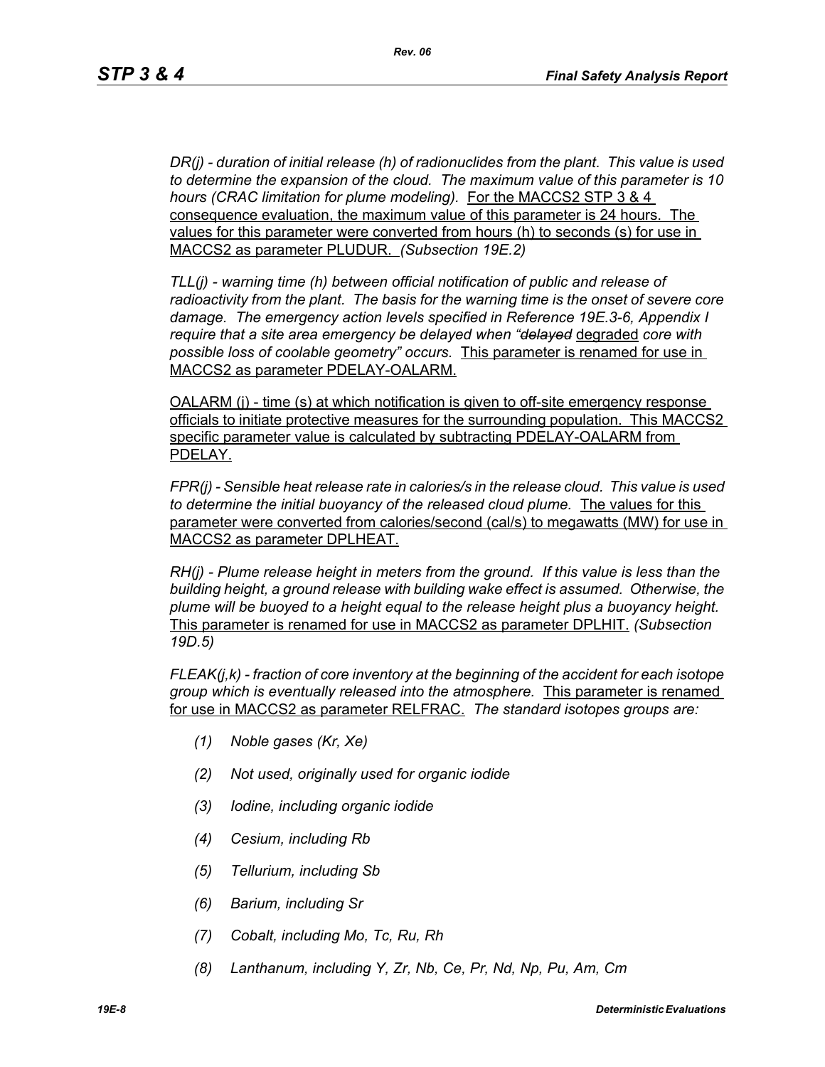*DR(j) - duration of initial release (h) of radionuclides from the plant. This value is used to determine the expansion of the cloud. The maximum value of this parameter is 10 hours (CRAC limitation for plume modeling).* For the MACCS2 STP 3 & 4 consequence evaluation, the maximum value of this parameter is 24 hours. The values for this parameter were converted from hours (h) to seconds (s) for use in MACCS2 as parameter PLUDUR. *(Subsection 19E.2)*

*TLL(j) - warning time (h) between official notification of public and release of radioactivity from the plant. The basis for the warning time is the onset of severe core damage. The emergency action levels specified in Reference 19E.3-6, Appendix I require that a site area emergency be delayed when "~~delayed~~* degraded *core with possible loss of coolable geometry" occurs.* This parameter is renamed for use in MACCS2 as parameter PDELAY-OALARM.

OALARM (j) - time (s) at which notification is given to off-site emergency response officials to initiate protective measures for the surrounding population. This MACCS2 specific parameter value is calculated by subtracting PDELAY-OALARM from PDELAY.

*FPR(j) - Sensible heat release rate in calories/s in the release cloud. This value is used to determine the initial buoyancy of the released cloud plume.* The values for this parameter were converted from calories/second (cal/s) to megawatts (MW) for use in MACCS2 as parameter DPLHEAT.

*RH(j) - Plume release height in meters from the ground. If this value is less than the building height, a ground release with building wake effect is assumed. Otherwise, the plume will be buoyed to a height equal to the release height plus a buoyancy height.* This parameter is renamed for use in MACCS2 as parameter DPLHIT. *(Subsection 19D.5)*

*FLEAK(j,k) - fraction of core inventory at the beginning of the accident for each isotope group which is eventually released into the atmosphere.* This parameter is renamed for use in MACCS2 as parameter RELFRAC. *The standard isotopes groups are:*

*(1) Noble gases (Kr, Xe)*

*(2) Not used, originally used for organic iodide*

*(3) Iodine, including organic iodide*

*(4) Cesium, including Rb*

*(5) Tellurium, including Sb*

*(6) Barium, including Sr*

*(7) Cobalt, including Mo, Tc, Ru, Rh*

*(8) Lanthanum, including Y, Zr, Nb, Ce, Pr, Nd, Np, Pu, Am, Cm*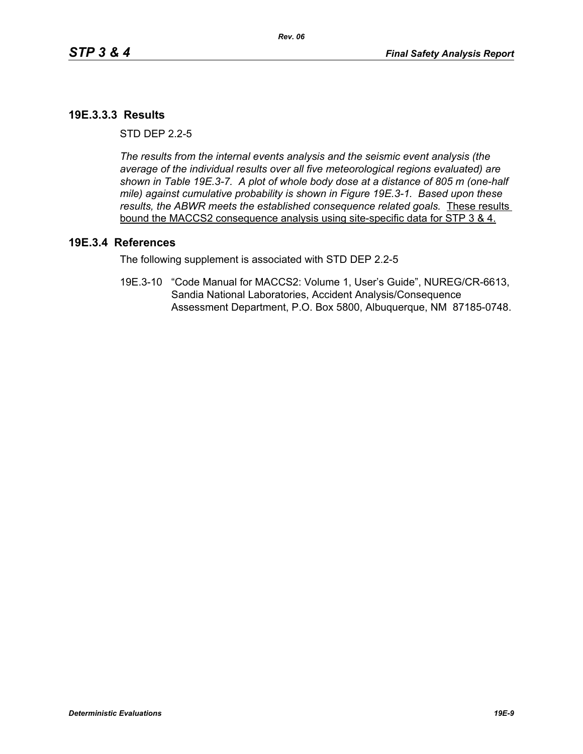### 19E.3.3.3 Results

STD DEP 2.2-5

*The results from the internal events analysis and the seismic event analysis (the average of the individual results over all five meteorological regions evaluated) are shown in Table 19E.3-7. A plot of whole body dose at a distance of 805 m (one-half mile) against cumulative probability is shown in Figure 19E.3-1. Based upon these results, the ABWR meets the established consequence related goals.* <u>These results bound the MACCS2 consequence analysis using site-specific data for STP 3 & 4.</u>

## 19E.3.4 References

The following supplement is associated with STD DEP 2.2-5

19E.3-10 "Code Manual for MACCS2: Volume 1, User's Guide", NUREG/CR-6613, Sandia National Laboratories, Accident Analysis/Consequence Assessment Department, P.O. Box 5800, Albuquerque, NM 87185-0748.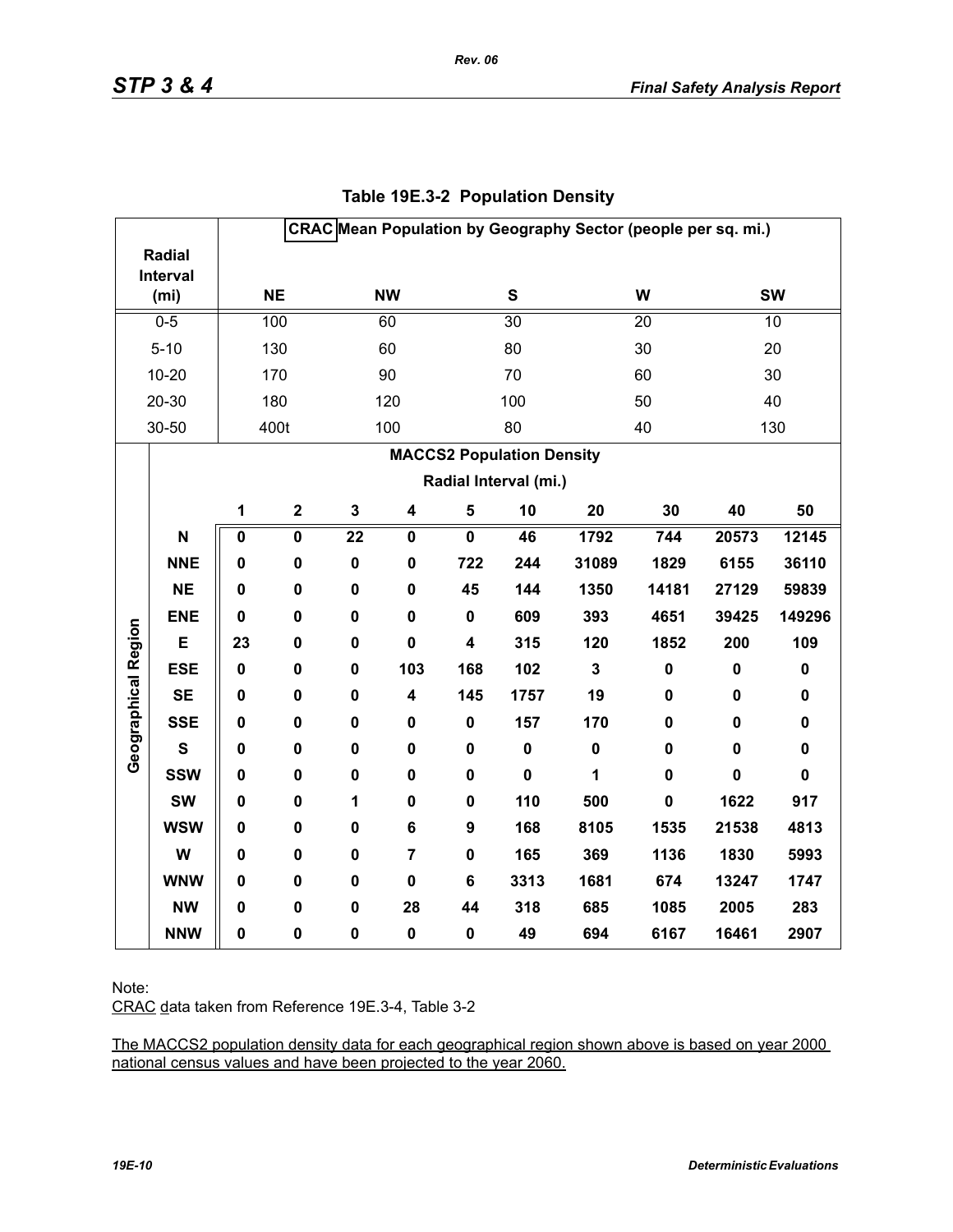## Table 19E.3-2 Population Density

| Radial Interval (mi) | CRAC Mean Population by Geography Sector (people per sq. mi.) | | | | |
|---|---|---|---|---|---|
| | NE | NW | S | W | SW |
| 0-5 | 100 | 60 | 30 | 20 | 10 |
| 5-10 | 130 | 60 | 80 | 30 | 20 |
| 10-20 | 170 | 90 | 70 | 60 | 30 |
| 20-30 | 180 | 120 | 100 | 50 | 40 |
| 30-50 | 400t | 100 | 80 | 40 | 130 |

| Geographical Region | MACCS2 Population Density Radial Interval (mi.) | | | | | | | | | |
|---|---|---|---|---|---|---|---|---|---|---|
| | 1 | 2 | 3 | 4 | 5 | 10 | 20 | 30 | 40 | 50 |
| **N** | **0** | **0** | **22** | **0** | **0** | **46** | **1792** | **744** | **20573** | **12145** |
| **NNE** | **0** | **0** | **0** | **0** | **722** | **244** | **31089** | **1829** | **6155** | **36110** |
| **NE** | **0** | **0** | **0** | **0** | **45** | **144** | **1350** | **14181** | **27129** | **59839** |
| **ENE** | **0** | **0** | **0** | **0** | **0** | **609** | **393** | **4651** | **39425** | **149296** |
| **E** | **23** | **0** | **0** | **0** | **4** | **315** | **120** | **1852** | **200** | **109** |
| **ESE** | **0** | **0** | **0** | **103** | **168** | **102** | **3** | **0** | **0** | **0** |
| **SE** | **0** | **0** | **0** | **4** | **145** | **1757** | **19** | **0** | **0** | **0** |
| **SSE** | **0** | **0** | **0** | **0** | **0** | **157** | **170** | **0** | **0** | **0** |
| **S** | **0** | **0** | **0** | **0** | **0** | **0** | **0** | **0** | **0** | **0** |
| **SSW** | **0** | **0** | **0** | **0** | **0** | **0** | **1** | **0** | **0** | **0** |
| **SW** | **0** | **0** | **1** | **0** | **0** | **110** | **500** | **0** | **1622** | **917** |
| **WSW** | **0** | **0** | **0** | **6** | **9** | **168** | **8105** | **1535** | **21538** | **4813** |
| **W** | **0** | **0** | **0** | **7** | **0** | **165** | **369** | **1136** | **1830** | **5993** |
| **WNW** | **0** | **0** | **0** | **0** | **6** | **3313** | **1681** | **674** | **13247** | **1747** |
| **NW** | **0** | **0** | **0** | **28** | **44** | **318** | **685** | **1085** | **2005** | **283** |
| **NNW** | **0** | **0** | **0** | **0** | **0** | **49** | **694** | **6167** | **16461** | **2907** |

Note:

CRAC data taken from Reference 19E.3-4, Table 3-2

The MACCS2 population density data for each geographical region shown above is based on year 2000 national census values and have been projected to the year 2060.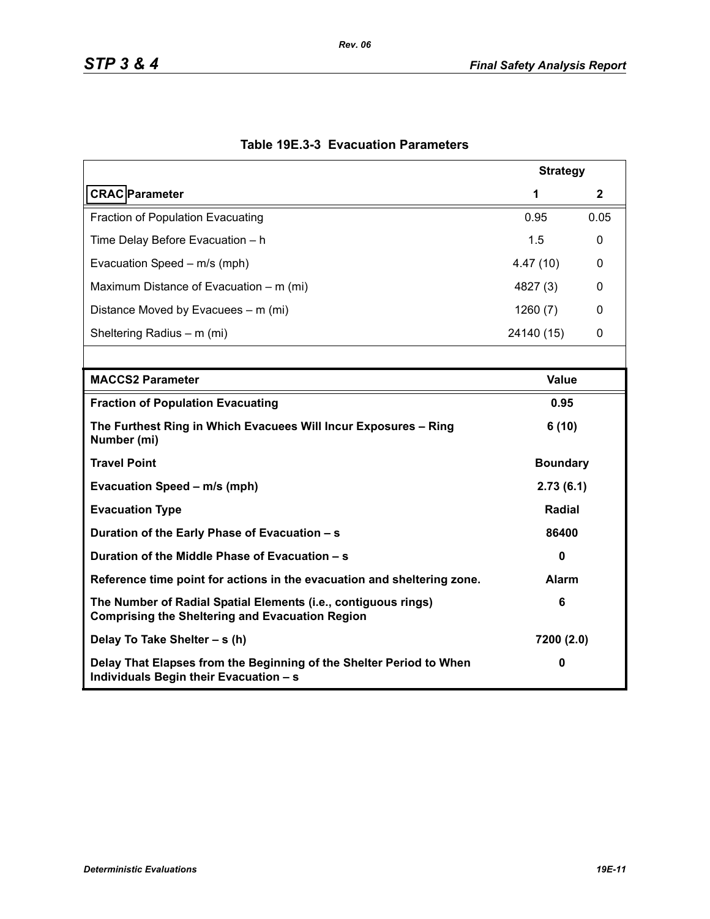**Table 19E.3-3 Evacuation Parameters**

| CRAC Parameter | Strategy 1 | Strategy 2 |
|---|---|---|
| Fraction of Population Evacuating | 0.95 | 0.05 |
| Time Delay Before Evacuation – h | 1.5 | 0 |
| Evacuation Speed – m/s (mph) | 4.47 (10) | 0 |
| Maximum Distance of Evacuation – m (mi) | 4827 (3) | 0 |
| Distance Moved by Evacuees – m (mi) | 1260 (7) | 0 |
| Sheltering Radius – m (mi) | 24140 (15) | 0 |

| **MACCS2 Parameter** | **Value** |
|---|---|
| **Fraction of Population Evacuating** | **0.95** |
| **The Furthest Ring in Which Evacuees Will Incur Exposures – Ring Number (mi)** | **6 (10)** |
| **Travel Point** | **Boundary** |
| **Evacuation Speed – m/s (mph)** | **2.73 (6.1)** |
| **Evacuation Type** | **Radial** |
| **Duration of the Early Phase of Evacuation – s** | **86400** |
| **Duration of the Middle Phase of Evacuation – s** | **0** |
| **Reference time point for actions in the evacuation and sheltering zone.** | **Alarm** |
| **The Number of Radial Spatial Elements (i.e., contiguous rings) Comprising the Sheltering and Evacuation Region** | **6** |
| **Delay To Take Shelter – s (h)** | **7200 (2.0)** |
| **Delay That Elapses from the Beginning of the Shelter Period to When Individuals Begin their Evacuation – s** | **0** |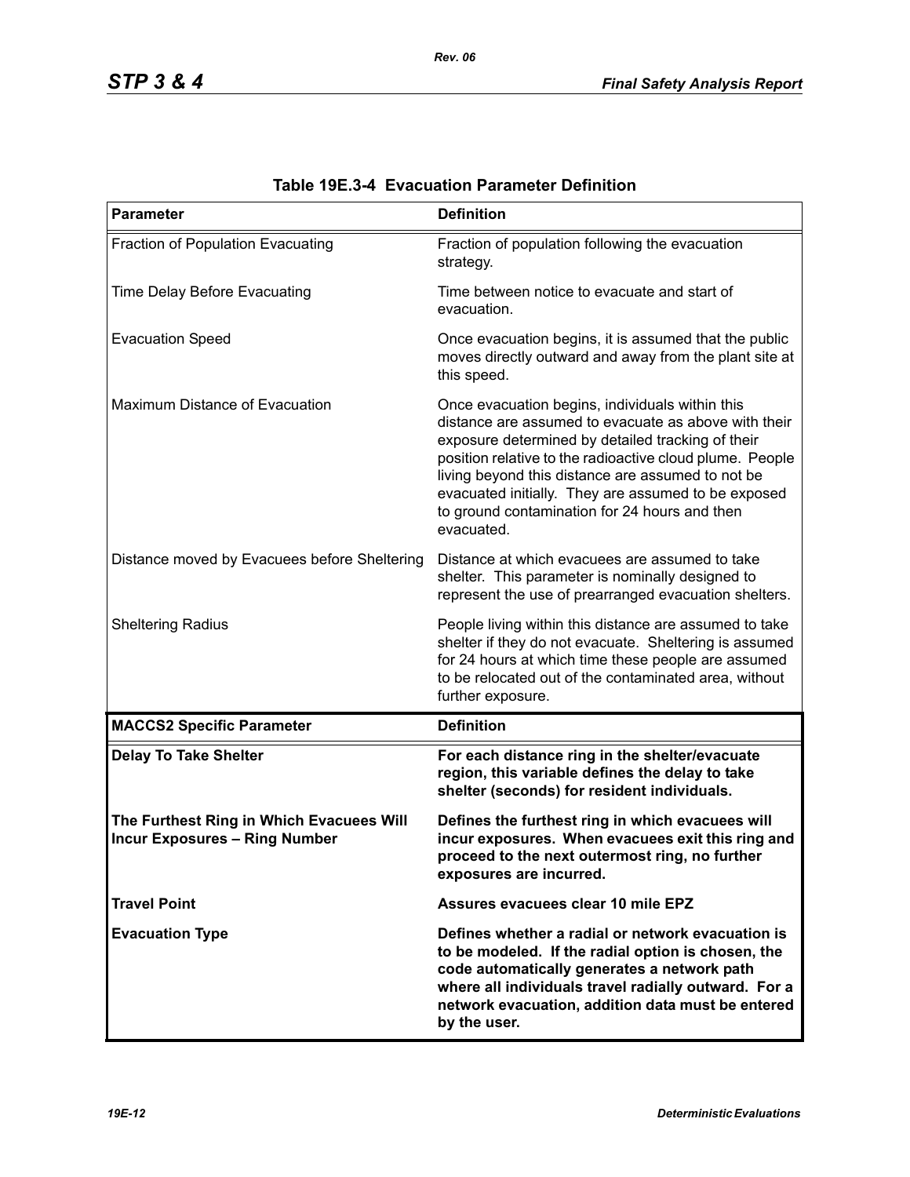### Table 19E.3-4 Evacuation Parameter Definition

| Parameter | Definition |
|---|---|
| Fraction of Population Evacuating | Fraction of population following the evacuation strategy. |
| Time Delay Before Evacuating | Time between notice to evacuate and start of evacuation. |
| Evacuation Speed | Once evacuation begins, it is assumed that the public moves directly outward and away from the plant site at this speed. |
| Maximum Distance of Evacuation | Once evacuation begins, individuals within this distance are assumed to evacuate as above with their exposure determined by detailed tracking of their position relative to the radioactive cloud plume. People living beyond this distance are assumed to not be evacuated initially. They are assumed to be exposed to ground contamination for 24 hours and then evacuated. |
| Distance moved by Evacuees before Sheltering | Distance at which evacuees are assumed to take shelter. This parameter is nominally designed to represent the use of prearranged evacuation shelters. |
| Sheltering Radius | People living within this distance are assumed to take shelter if they do not evacuate. Sheltering is assumed for 24 hours at which time these people are assumed to be relocated out of the contaminated area, without further exposure. |
| **MACCS2 Specific Parameter** | **Definition** |
| **Delay To Take Shelter** | **For each distance ring in the shelter/evacuate region, this variable defines the delay to take shelter (seconds) for resident individuals.** |
| **The Furthest Ring in Which Evacuees Will Incur Exposures – Ring Number** | **Defines the furthest ring in which evacuees will incur exposures. When evacuees exit this ring and proceed to the next outermost ring, no further exposures are incurred.** |
| **Travel Point** | **Assures evacuees clear 10 mile EPZ** |
| **Evacuation Type** | **Defines whether a radial or network evacuation is to be modeled. If the radial option is chosen, the code automatically generates a network path where all individuals travel radially outward. For a network evacuation, addition data must be entered by the user.** |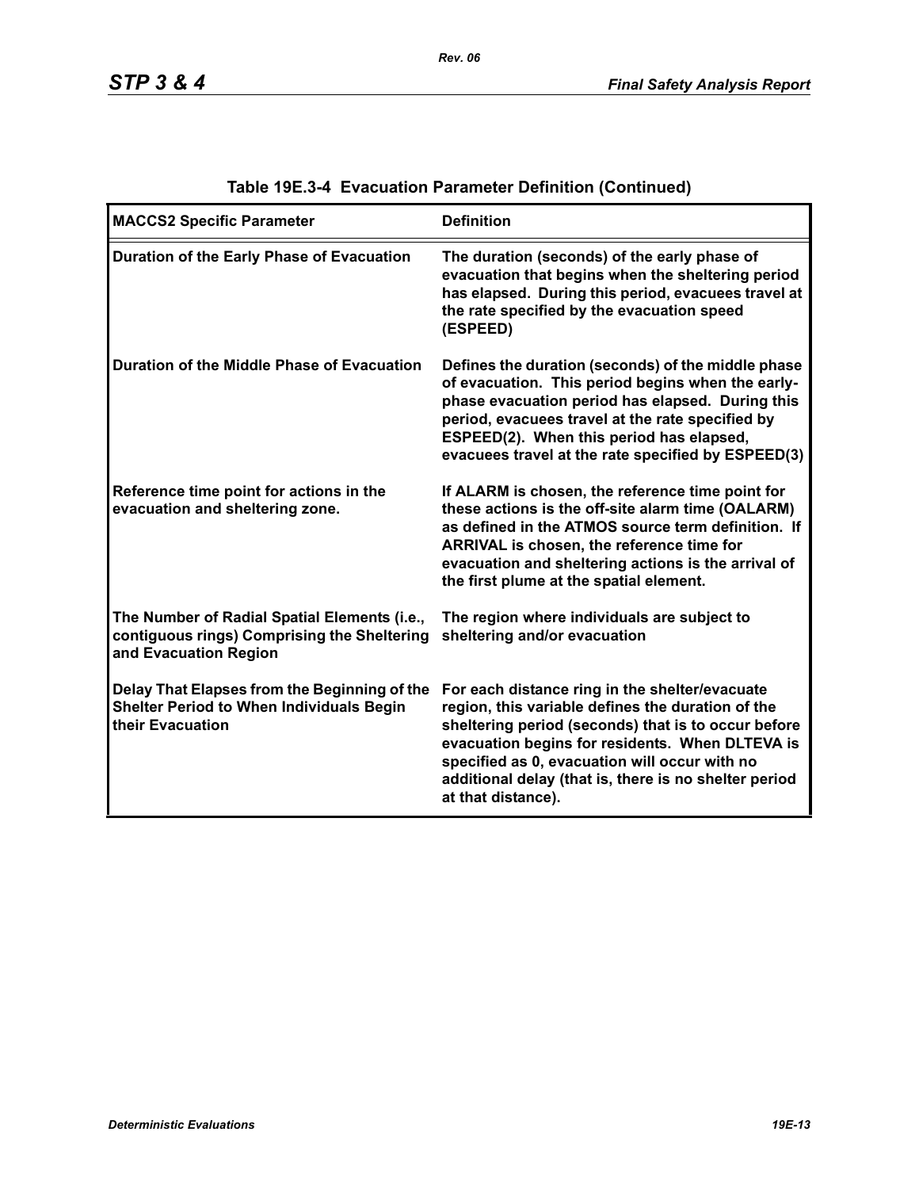**Table 19E.3-4 Evacuation Parameter Definition (Continued)**

| MACCS2 Specific Parameter | Definition |
|---|---|
| Duration of the Early Phase of Evacuation | The duration (seconds) of the early phase of evacuation that begins when the sheltering period has elapsed. During this period, evacuees travel at the rate specified by the evacuation speed (ESPEED) |
| Duration of the Middle Phase of Evacuation | Defines the duration (seconds) of the middle phase of evacuation. This period begins when the early-phase evacuation period has elapsed. During this period, evacuees travel at the rate specified by ESPEED(2). When this period has elapsed, evacuees travel at the rate specified by ESPEED(3) |
| Reference time point for actions in the evacuation and sheltering zone. | If ALARM is chosen, the reference time point for these actions is the off-site alarm time (OALARM) as defined in the ATMOS source term definition. If ARRIVAL is chosen, the reference time for evacuation and sheltering actions is the arrival of the first plume at the spatial element. |
| The Number of Radial Spatial Elements (i.e., contiguous rings) Comprising the Sheltering and Evacuation Region | The region where individuals are subject to sheltering and/or evacuation |
| Delay That Elapses from the Beginning of the Shelter Period to When Individuals Begin their Evacuation | For each distance ring in the shelter/evacuate region, this variable defines the duration of the sheltering period (seconds) that is to occur before evacuation begins for residents. When DLTEVA is specified as 0, evacuation will occur with no additional delay (that is, there is no shelter period at that distance). |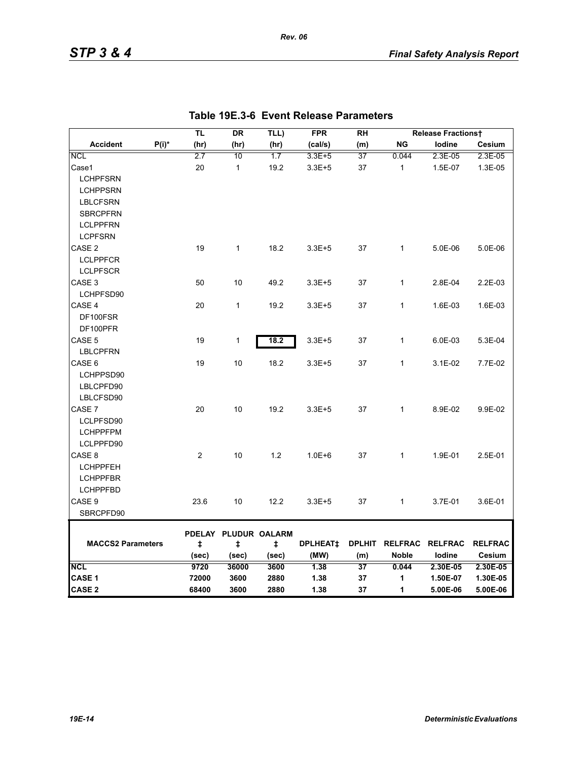## Table 19E.3-6 Event Release Parameters

| Accident | P(i)* | TL (hr) | DR (hr) | TLL) (hr) | FPR (cal/s) | RH (m) | Release Fractions† NG | Iodine | Cesium |
|---|---|---|---|---|---|---|---|---|---|
| NCL | | 2.7 | 10 | 1.7 | 3.3E+5 | 37 | 0.044 | 2.3E-05 | 2.3E-05 |
| Case1 | | 20 | 1 | 19.2 | 3.3E+5 | 37 | 1 | 1.5E-07 | 1.3E-05 |
| LCHPFSRN | | | | | | | | | |
| LCHPPSRN | | | | | | | | | |
| LBLCFSRN | | | | | | | | | |
| SBRCPFRN | | | | | | | | | |
| LCLPPFRN | | | | | | | | | |
| LCPFSRN | | | | | | | | | |
| CASE 2 | | 19 | 1 | 18.2 | 3.3E+5 | 37 | 1 | 5.0E-06 | 5.0E-06 |
| LCLPPFCR | | | | | | | | | |
| LCLPFSCR | | | | | | | | | |
| CASE 3 | | 50 | 10 | 49.2 | 3.3E+5 | 37 | 1 | 2.8E-04 | 2.2E-03 |
| LCHPFSD90 | | | | | | | | | |
| CASE 4 | | 20 | 1 | 19.2 | 3.3E+5 | 37 | 1 | 1.6E-03 | 1.6E-03 |
| DF100FSR | | | | | | | | | |
| DF100PFR | | | | | | | | | |
| CASE 5 | | 19 | 1 | 18.2 | 3.3E+5 | 37 | 1 | 6.0E-03 | 5.3E-04 |
| LBLCPFRN | | | | | | | | | |
| CASE 6 | | 19 | 10 | 18.2 | 3.3E+5 | 37 | 1 | 3.1E-02 | 7.7E-02 |
| LCHPPSD90 | | | | | | | | | |
| LBLCPFD90 | | | | | | | | | |
| LBLCFSD90 | | | | | | | | | |
| CASE 7 | | 20 | 10 | 19.2 | 3.3E+5 | 37 | 1 | 8.9E-02 | 9.9E-02 |
| LCLPFSD90 | | | | | | | | | |
| LCHPPFPM | | | | | | | | | |
| LCLPPFD90 | | | | | | | | | |
| CASE 8 | | 2 | 10 | 1.2 | 1.0E+6 | 37 | 1 | 1.9E-01 | 2.5E-01 |
| LCHPPFEH | | | | | | | | | |
| LCHPPFBR | | | | | | | | | |
| LCHPPFBD | | | | | | | | | |
| CASE 9 | | 23.6 | 10 | 12.2 | 3.3E+5 | 37 | 1 | 3.7E-01 | 3.6E-01 |
| SBRCPFD90 | | | | | | | | | |

| MACCS2 Parameters | PDELAY‡ (sec) | PLUDUR‡ (sec) | OALARM‡ (sec) | DPLHEAT‡ (MW) | DPLHIT (m) | RELFRAC Noble | RELFRAC Iodine | RELFRAC Cesium |
|---|---|---|---|---|---|---|---|---|
| **NCL** | **9720** | **36000** | **3600** | **1.38** | **37** | **0.044** | **2.30E-05** | **2.30E-05** |
| **CASE 1** | **72000** | **3600** | **2880** | **1.38** | **37** | **1** | **1.50E-07** | **1.30E-05** |
| **CASE 2** | **68400** | **3600** | **2880** | **1.38** | **37** | **1** | **5.00E-06** | **5.00E-06** |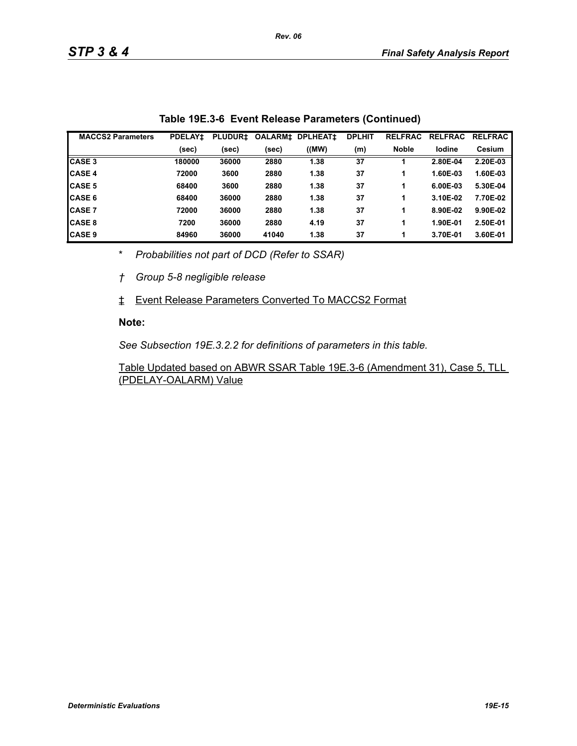**Table 19E.3-6 Event Release Parameters (Continued)**

| MACCS2 Parameters | PDELAY‡ | PLUDUR‡ | OALARM‡ | DPLHEAT‡ | DPLHIT | RELFRAC | RELFRAC | RELFRAC |
|---|---|---|---|---|---|---|---|---|
| | (sec) | (sec) | (sec) | ((MW) | (m) | Noble | Iodine | Cesium |
| CASE 3 | 180000 | 36000 | 2880 | 1.38 | 37 | 1 | 2.80E-04 | 2.20E-03 |
| CASE 4 | 72000 | 3600 | 2880 | 1.38 | 37 | 1 | 1.60E-03 | 1.60E-03 |
| CASE 5 | 68400 | 3600 | 2880 | 1.38 | 37 | 1 | 6.00E-03 | 5.30E-04 |
| CASE 6 | 68400 | 36000 | 2880 | 1.38 | 37 | 1 | 3.10E-02 | 7.70E-02 |
| CASE 7 | 72000 | 36000 | 2880 | 1.38 | 37 | 1 | 8.90E-02 | 9.90E-02 |
| CASE 8 | 7200 | 36000 | 2880 | 4.19 | 37 | 1 | 1.90E-01 | 2.50E-01 |
| CASE 9 | 84960 | 36000 | 41040 | 1.38 | 37 | 1 | 3.70E-01 | 3.60E-01 |

\* *Probabilities not part of DCD (Refer to SSAR)*

† *Group 5-8 negligible release*

‡ Event Release Parameters Converted To MACCS2 Format

**Note:**

*See Subsection 19E.3.2.2 for definitions of parameters in this table.*

Table Updated based on ABWR SSAR Table 19E.3-6 (Amendment 31), Case 5, TLL (PDELAY-OALARM) Value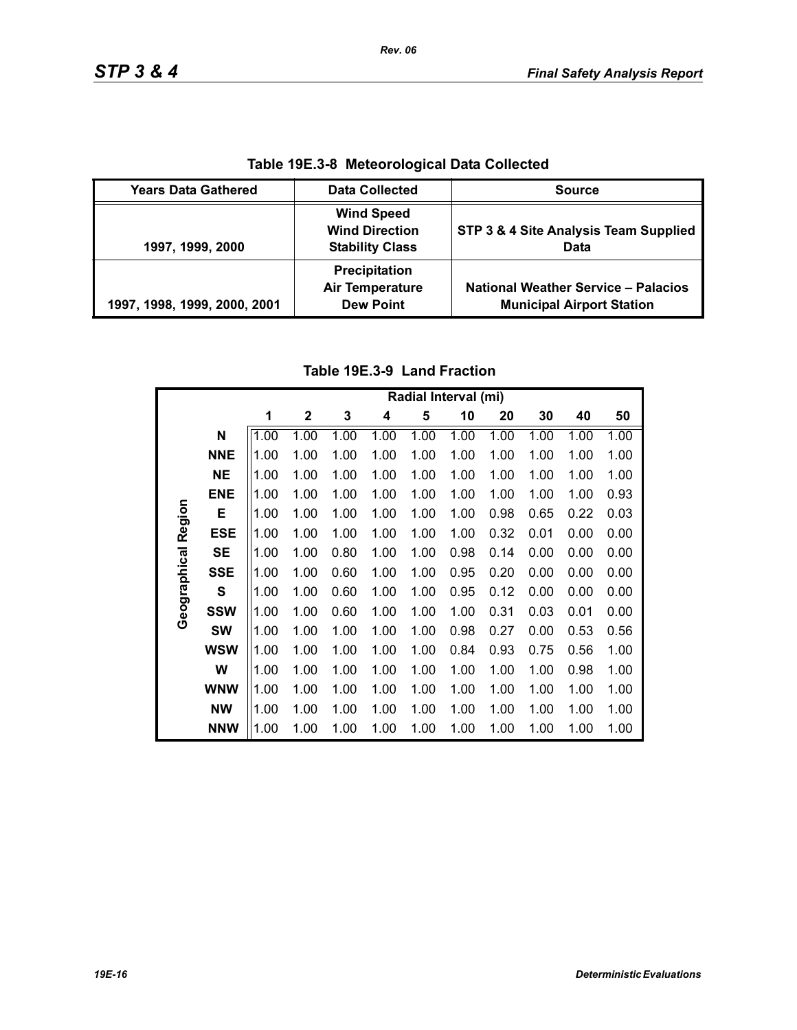**Table 19E.3-8 Meteorological Data Collected**

| Years Data Gathered | Data Collected | Source |
|---|---|---|
| 1997, 1999, 2000 | Wind Speed<br>Wind Direction<br>Stability Class | STP 3 & 4 Site Analysis Team Supplied Data |
| 1997, 1998, 1999, 2000, 2001 | Precipitation<br>Air Temperature<br>Dew Point | National Weather Service – Palacios Municipal Airport Station |

**Table 19E.3-9 Land Fraction**

| Geographical Region | Radial Interval (mi) | | | | | | | | | |
|---|---|---|---|---|---|---|---|---|---|---|
| | 1 | 2 | 3 | 4 | 5 | 10 | 20 | 30 | 40 | 50 |
| N | 1.00 | 1.00 | 1.00 | 1.00 | 1.00 | 1.00 | 1.00 | 1.00 | 1.00 | 1.00 |
| NNE | 1.00 | 1.00 | 1.00 | 1.00 | 1.00 | 1.00 | 1.00 | 1.00 | 1.00 | 1.00 |
| NE | 1.00 | 1.00 | 1.00 | 1.00 | 1.00 | 1.00 | 1.00 | 1.00 | 1.00 | 1.00 |
| ENE | 1.00 | 1.00 | 1.00 | 1.00 | 1.00 | 1.00 | 1.00 | 1.00 | 1.00 | 0.93 |
| E | 1.00 | 1.00 | 1.00 | 1.00 | 1.00 | 1.00 | 0.98 | 0.65 | 0.22 | 0.03 |
| ESE | 1.00 | 1.00 | 1.00 | 1.00 | 1.00 | 1.00 | 0.32 | 0.01 | 0.00 | 0.00 |
| SE | 1.00 | 1.00 | 0.80 | 1.00 | 1.00 | 0.98 | 0.14 | 0.00 | 0.00 | 0.00 |
| SSE | 1.00 | 1.00 | 0.60 | 1.00 | 1.00 | 0.95 | 0.20 | 0.00 | 0.00 | 0.00 |
| S | 1.00 | 1.00 | 0.60 | 1.00 | 1.00 | 0.95 | 0.12 | 0.00 | 0.00 | 0.00 |
| SSW | 1.00 | 1.00 | 0.60 | 1.00 | 1.00 | 1.00 | 0.31 | 0.03 | 0.01 | 0.00 |
| SW | 1.00 | 1.00 | 1.00 | 1.00 | 1.00 | 0.98 | 0.27 | 0.00 | 0.53 | 0.56 |
| WSW | 1.00 | 1.00 | 1.00 | 1.00 | 1.00 | 0.84 | 0.93 | 0.75 | 0.56 | 1.00 |
| W | 1.00 | 1.00 | 1.00 | 1.00 | 1.00 | 1.00 | 1.00 | 1.00 | 0.98 | 1.00 |
| WNW | 1.00 | 1.00 | 1.00 | 1.00 | 1.00 | 1.00 | 1.00 | 1.00 | 1.00 | 1.00 |
| NW | 1.00 | 1.00 | 1.00 | 1.00 | 1.00 | 1.00 | 1.00 | 1.00 | 1.00 | 1.00 |
| NNW | 1.00 | 1.00 | 1.00 | 1.00 | 1.00 | 1.00 | 1.00 | 1.00 | 1.00 | 1.00 |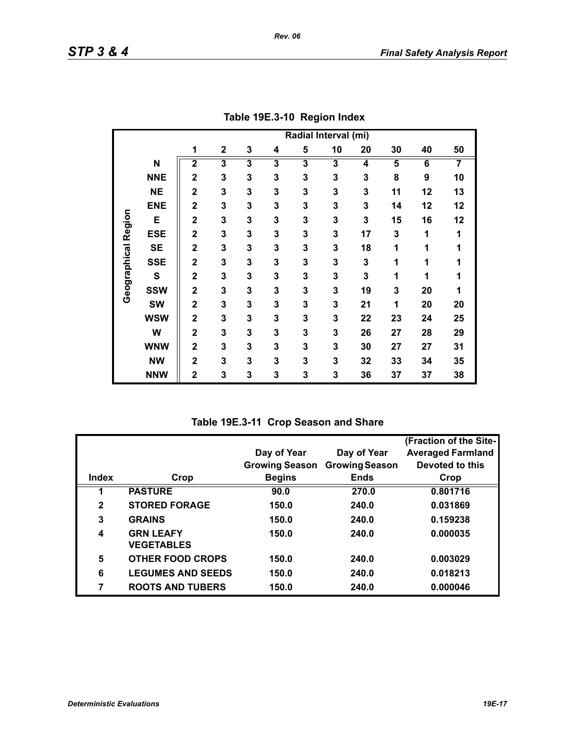**Table 19E.3-10 Region Index**

| Geographical Region | Radial Interval (mi) 1 | 2 | 3 | 4 | 5 | 10 | 20 | 30 | 40 | 50 |
|---|---|---|---|---|---|---|---|---|---|---|
| N | 2 | 3 | 3 | 3 | 3 | 3 | 4 | 5 | 6 | 7 |
| NNE | 2 | 3 | 3 | 3 | 3 | 3 | 3 | 8 | 9 | 10 |
| NE | 2 | 3 | 3 | 3 | 3 | 3 | 3 | 11 | 12 | 13 |
| ENE | 2 | 3 | 3 | 3 | 3 | 3 | 3 | 14 | 12 | 12 |
| E | 2 | 3 | 3 | 3 | 3 | 3 | 3 | 15 | 16 | 12 |
| ESE | 2 | 3 | 3 | 3 | 3 | 3 | 17 | 3 | 1 | 1 |
| SE | 2 | 3 | 3 | 3 | 3 | 3 | 18 | 1 | 1 | 1 |
| SSE | 2 | 3 | 3 | 3 | 3 | 3 | 3 | 1 | 1 | 1 |
| S | 2 | 3 | 3 | 3 | 3 | 3 | 3 | 1 | 1 | 1 |
| SSW | 2 | 3 | 3 | 3 | 3 | 3 | 19 | 3 | 20 | 1 |
| SW | 2 | 3 | 3 | 3 | 3 | 3 | 21 | 1 | 20 | 20 |
| WSW | 2 | 3 | 3 | 3 | 3 | 3 | 22 | 23 | 24 | 25 |
| W | 2 | 3 | 3 | 3 | 3 | 3 | 26 | 27 | 28 | 29 |
| WNW | 2 | 3 | 3 | 3 | 3 | 3 | 30 | 27 | 27 | 31 |
| NW | 2 | 3 | 3 | 3 | 3 | 3 | 32 | 33 | 34 | 35 |
| NNW | 2 | 3 | 3 | 3 | 3 | 3 | 36 | 37 | 37 | 38 |

**Table 19E.3-11 Crop Season and Share**

| Index | Crop | Day of Year Growing Season Begins | Day of Year Growing Season Ends | (Fraction of the Site-Averaged Farmland Devoted to this Crop |
|---|---|---|---|---|
| 1 | PASTURE | 90.0 | 270.0 | 0.801716 |
| 2 | STORED FORAGE | 150.0 | 240.0 | 0.031869 |
| 3 | GRAINS | 150.0 | 240.0 | 0.159238 |
| 4 | GRN LEAFY VEGETABLES | 150.0 | 240.0 | 0.000035 |
| 5 | OTHER FOOD CROPS | 150.0 | 240.0 | 0.003029 |
| 6 | LEGUMES AND SEEDS | 150.0 | 240.0 | 0.018213 |
| 7 | ROOTS AND TUBERS | 150.0 | 240.0 | 0.000046 |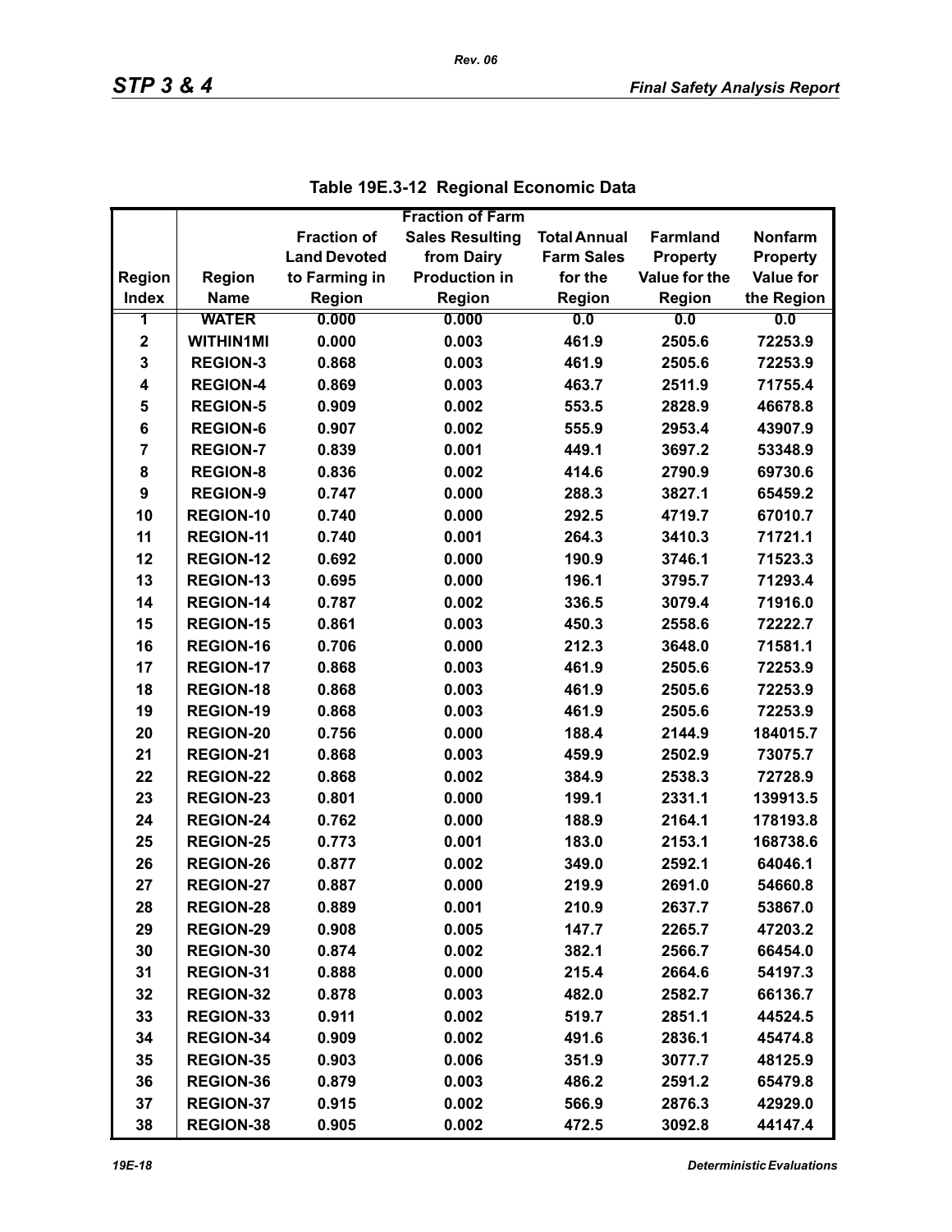### Table 19E.3-12 Regional Economic Data

| Region Index | Region Name | Fraction of Land Devoted to Farming in Region | Fraction of Farm Sales Resulting from Dairy Production in Region | Total Annual Farm Sales for the Region | Farmland Property Value for the Region | Nonfarm Property Value for the Region |
|---|---|---|---|---|---|---|
| 1 | WATER | 0.000 | 0.000 | 0.0 | 0.0 | 0.0 |
| 2 | WITHIN1MI | 0.000 | 0.003 | 461.9 | 2505.6 | 72253.9 |
| 3 | REGION-3 | 0.868 | 0.003 | 461.9 | 2505.6 | 72253.9 |
| 4 | REGION-4 | 0.869 | 0.003 | 463.7 | 2511.9 | 71755.4 |
| 5 | REGION-5 | 0.909 | 0.002 | 553.5 | 2828.9 | 46678.8 |
| 6 | REGION-6 | 0.907 | 0.002 | 555.9 | 2953.4 | 43907.9 |
| 7 | REGION-7 | 0.839 | 0.001 | 449.1 | 3697.2 | 53348.9 |
| 8 | REGION-8 | 0.836 | 0.002 | 414.6 | 2790.9 | 69730.6 |
| 9 | REGION-9 | 0.747 | 0.000 | 288.3 | 3827.1 | 65459.2 |
| 10 | REGION-10 | 0.740 | 0.000 | 292.5 | 4719.7 | 67010.7 |
| 11 | REGION-11 | 0.740 | 0.001 | 264.3 | 3410.3 | 71721.1 |
| 12 | REGION-12 | 0.692 | 0.000 | 190.9 | 3746.1 | 71523.3 |
| 13 | REGION-13 | 0.695 | 0.000 | 196.1 | 3795.7 | 71293.4 |
| 14 | REGION-14 | 0.787 | 0.002 | 336.5 | 3079.4 | 71916.0 |
| 15 | REGION-15 | 0.861 | 0.003 | 450.3 | 2558.6 | 72222.7 |
| 16 | REGION-16 | 0.706 | 0.000 | 212.3 | 3648.0 | 71581.1 |
| 17 | REGION-17 | 0.868 | 0.003 | 461.9 | 2505.6 | 72253.9 |
| 18 | REGION-18 | 0.868 | 0.003 | 461.9 | 2505.6 | 72253.9 |
| 19 | REGION-19 | 0.868 | 0.003 | 461.9 | 2505.6 | 72253.9 |
| 20 | REGION-20 | 0.756 | 0.000 | 188.4 | 2144.9 | 184015.7 |
| 21 | REGION-21 | 0.868 | 0.003 | 459.9 | 2502.9 | 73075.7 |
| 22 | REGION-22 | 0.868 | 0.002 | 384.9 | 2538.3 | 72728.9 |
| 23 | REGION-23 | 0.801 | 0.000 | 199.1 | 2331.1 | 139913.5 |
| 24 | REGION-24 | 0.762 | 0.000 | 188.9 | 2164.1 | 178193.8 |
| 25 | REGION-25 | 0.773 | 0.001 | 183.0 | 2153.1 | 168738.6 |
| 26 | REGION-26 | 0.877 | 0.002 | 349.0 | 2592.1 | 64046.1 |
| 27 | REGION-27 | 0.887 | 0.000 | 219.9 | 2691.0 | 54660.8 |
| 28 | REGION-28 | 0.889 | 0.001 | 210.9 | 2637.7 | 53867.0 |
| 29 | REGION-29 | 0.908 | 0.005 | 147.7 | 2265.7 | 47203.2 |
| 30 | REGION-30 | 0.874 | 0.002 | 382.1 | 2566.7 | 66454.0 |
| 31 | REGION-31 | 0.888 | 0.000 | 215.4 | 2664.6 | 54197.3 |
| 32 | REGION-32 | 0.878 | 0.003 | 482.0 | 2582.7 | 66136.7 |
| 33 | REGION-33 | 0.911 | 0.002 | 519.7 | 2851.1 | 44524.5 |
| 34 | REGION-34 | 0.909 | 0.002 | 491.6 | 2836.1 | 45474.8 |
| 35 | REGION-35 | 0.903 | 0.006 | 351.9 | 3077.7 | 48125.9 |
| 36 | REGION-36 | 0.879 | 0.003 | 486.2 | 2591.2 | 65479.8 |
| 37 | REGION-37 | 0.915 | 0.002 | 566.9 | 2876.3 | 42929.0 |
| 38 | REGION-38 | 0.905 | 0.002 | 472.5 | 3092.8 | 44147.4 |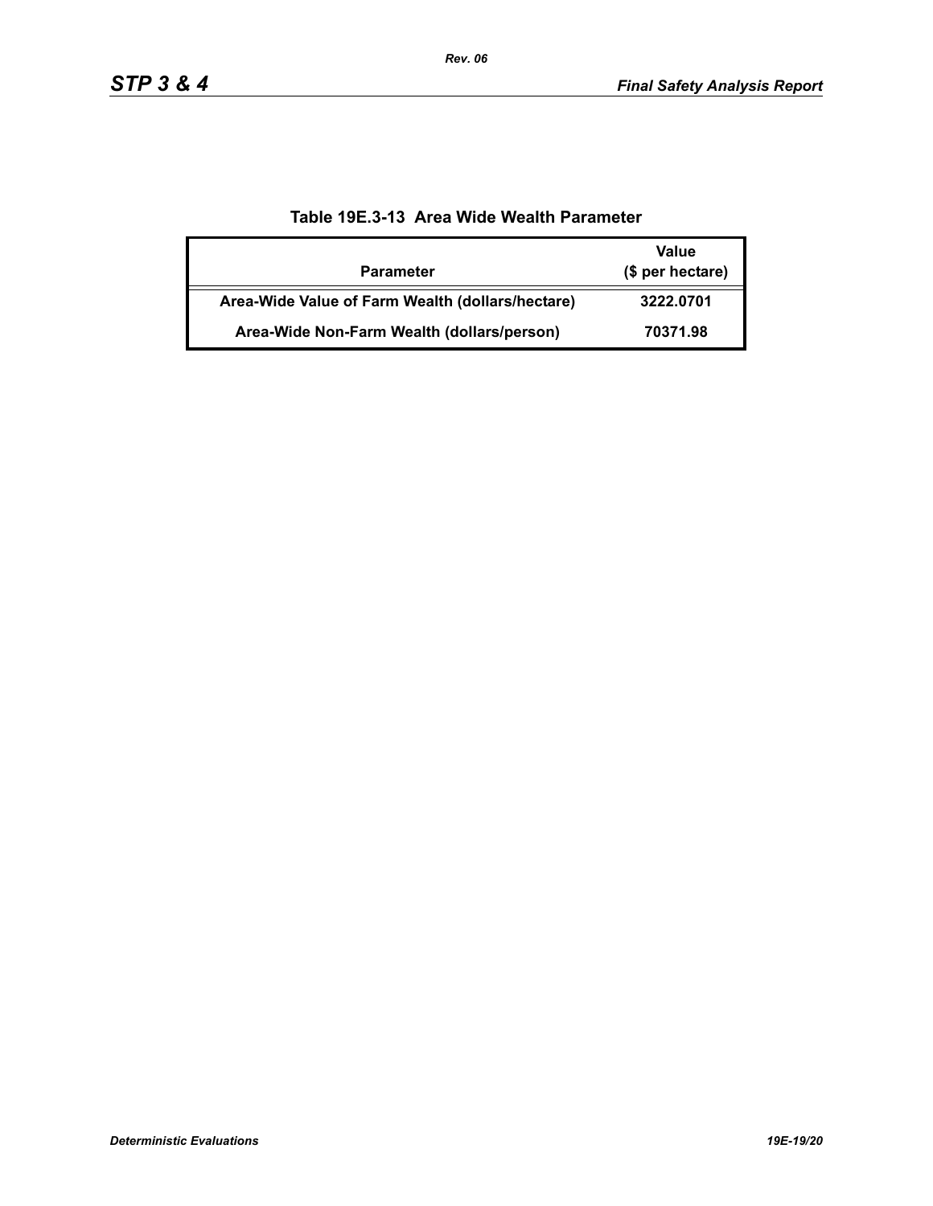**Table 19E.3-13 Area Wide Wealth Parameter**

| Parameter | Value ($ per hectare) |
|---|---|
| Area-Wide Value of Farm Wealth (dollars/hectare) | 3222.0701 |
| Area-Wide Non-Farm Wealth (dollars/person) | 70371.98 |